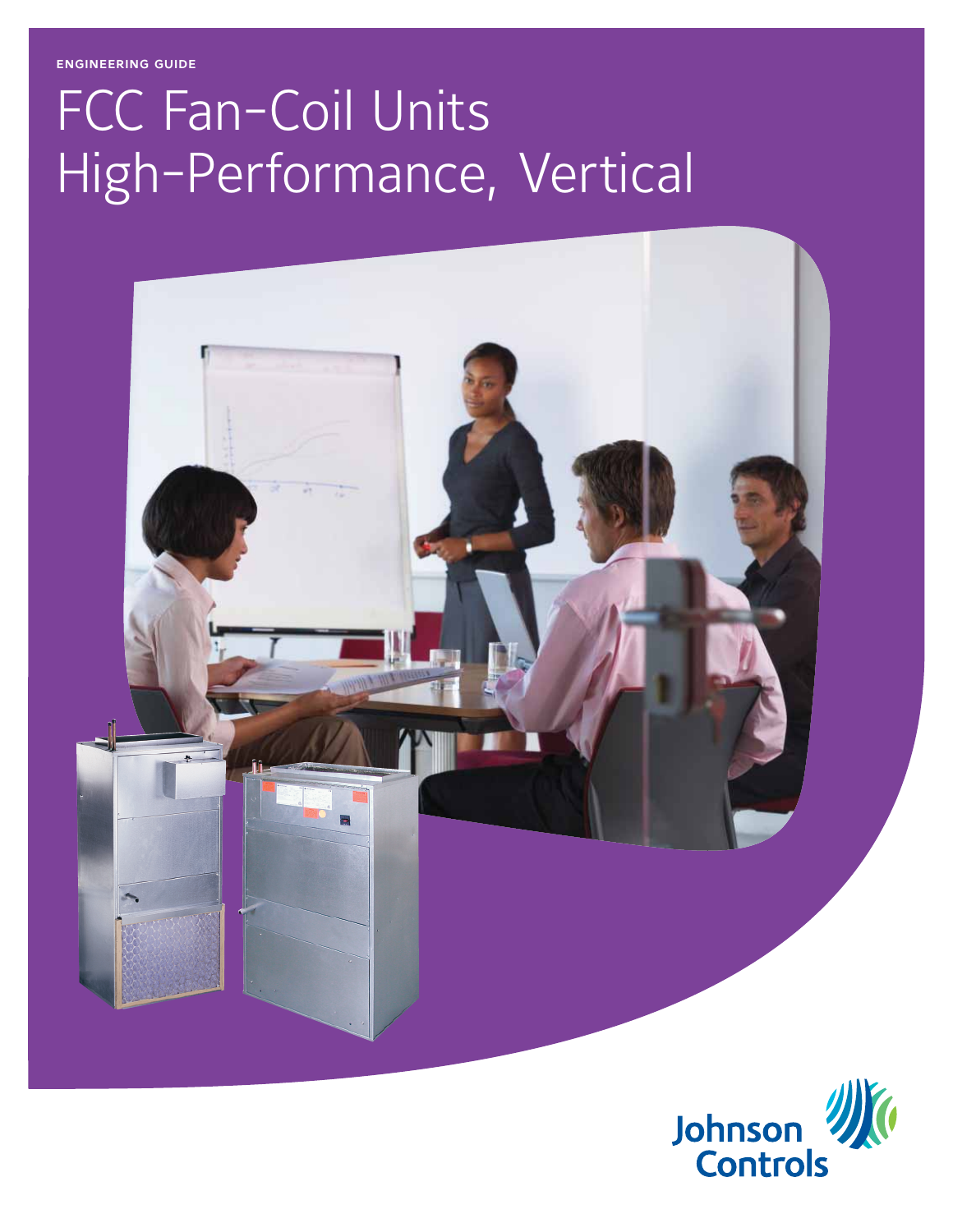ENGINEERING GUIDE

# FCC Fan-Coil Units High-Performance, Vertical

Johnson Controls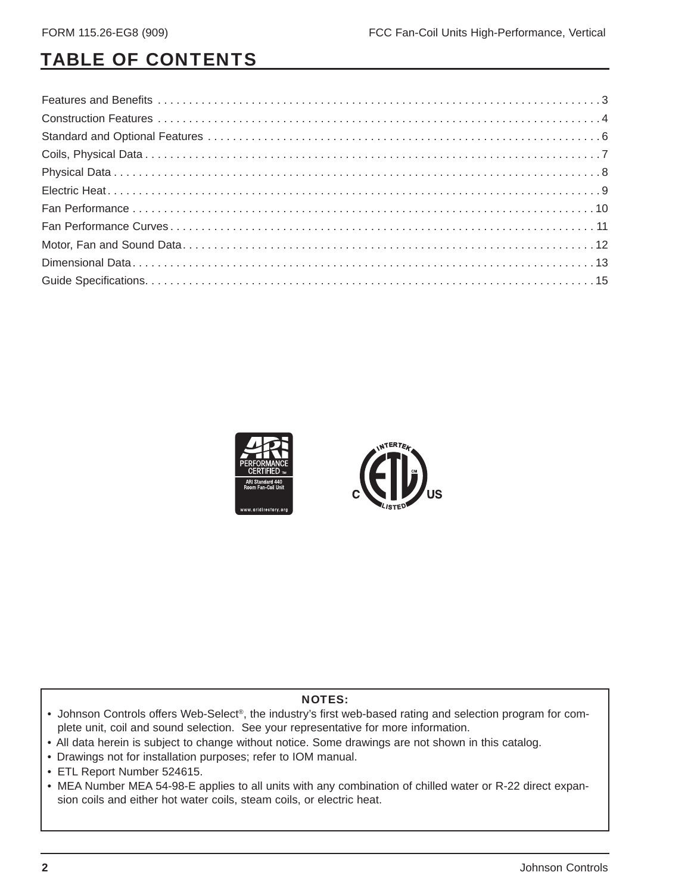# TABLE OF CONTENTS

| | |
|---|---|
| Features and Benefits | 3 |
| Construction Features | 4 |
| Standard and Optional Features | 6 |
| Coils, Physical Data | 7 |
| Physical Data | 8 |
| Electric Heat | 9 |
| Fan Performance | 10 |
| Fan Performance Curves | 11 |
| Motor, Fan and Sound Data | 12 |
| Dimensional Data | 13 |
| Guide Specifications | 15 |

**NOTES:**

- Johnson Controls offers Web-Select®, the industry's first web-based rating and selection program for complete unit, coil and sound selection. See your representative for more information.
- All data herein is subject to change without notice. Some drawings are not shown in this catalog.
- Drawings not for installation purposes; refer to IOM manual.
- ETL Report Number 524615.
- MEA Number MEA 54-98-E applies to all units with any combination of chilled water or R-22 direct expansion coils and either hot water coils, steam coils, or electric heat.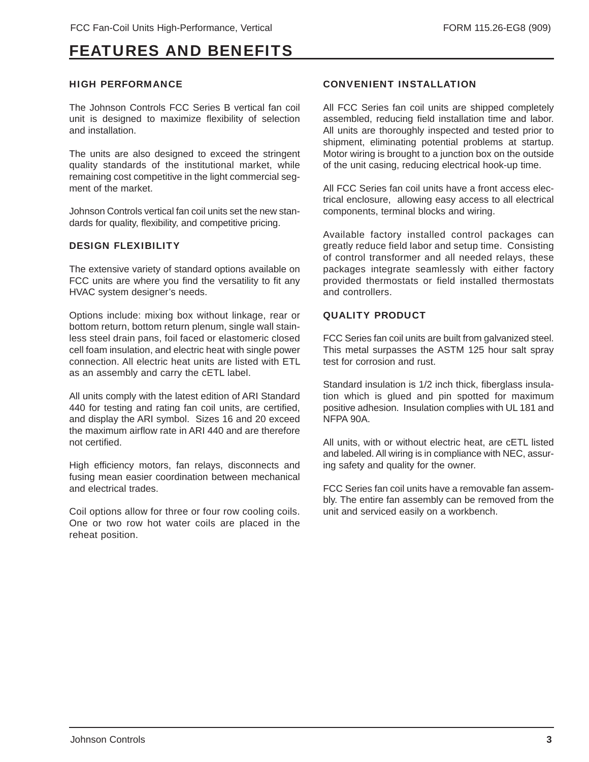# FEATURES AND BENEFITS

## HIGH PERFORMANCE

The Johnson Controls FCC Series B vertical fan coil unit is designed to maximize flexibility of selection and installation.

The units are also designed to exceed the stringent quality standards of the institutional market, while remaining cost competitive in the light commercial segment of the market.

Johnson Controls vertical fan coil units set the new standards for quality, flexibility, and competitive pricing.

## DESIGN FLEXIBILITY

The extensive variety of standard options available on FCC units are where you find the versatility to fit any HVAC system designer's needs.

Options include: mixing box without linkage, rear or bottom return, bottom return plenum, single wall stainless steel drain pans, foil faced or elastomeric closed cell foam insulation, and electric heat with single power connection. All electric heat units are listed with ETL as an assembly and carry the cETL label.

All units comply with the latest edition of ARI Standard 440 for testing and rating fan coil units, are certified, and display the ARI symbol. Sizes 16 and 20 exceed the maximum airflow rate in ARI 440 and are therefore not certified.

High efficiency motors, fan relays, disconnects and fusing mean easier coordination between mechanical and electrical trades.

Coil options allow for three or four row cooling coils. One or two row hot water coils are placed in the reheat position.

## CONVENIENT INSTALLATION

All FCC Series fan coil units are shipped completely assembled, reducing field installation time and labor. All units are thoroughly inspected and tested prior to shipment, eliminating potential problems at startup. Motor wiring is brought to a junction box on the outside of the unit casing, reducing electrical hook-up time.

All FCC Series fan coil units have a front access electrical enclosure, allowing easy access to all electrical components, terminal blocks and wiring.

Available factory installed control packages can greatly reduce field labor and setup time. Consisting of control transformer and all needed relays, these packages integrate seamlessly with either factory provided thermostats or field installed thermostats and controllers.

## QUALITY PRODUCT

FCC Series fan coil units are built from galvanized steel. This metal surpasses the ASTM 125 hour salt spray test for corrosion and rust.

Standard insulation is 1/2 inch thick, fiberglass insulation which is glued and pin spotted for maximum positive adhesion. Insulation complies with UL 181 and NFPA 90A.

All units, with or without electric heat, are cETL listed and labeled. All wiring is in compliance with NEC, assuring safety and quality for the owner.

FCC Series fan coil units have a removable fan assembly. The entire fan assembly can be removed from the unit and serviced easily on a workbench.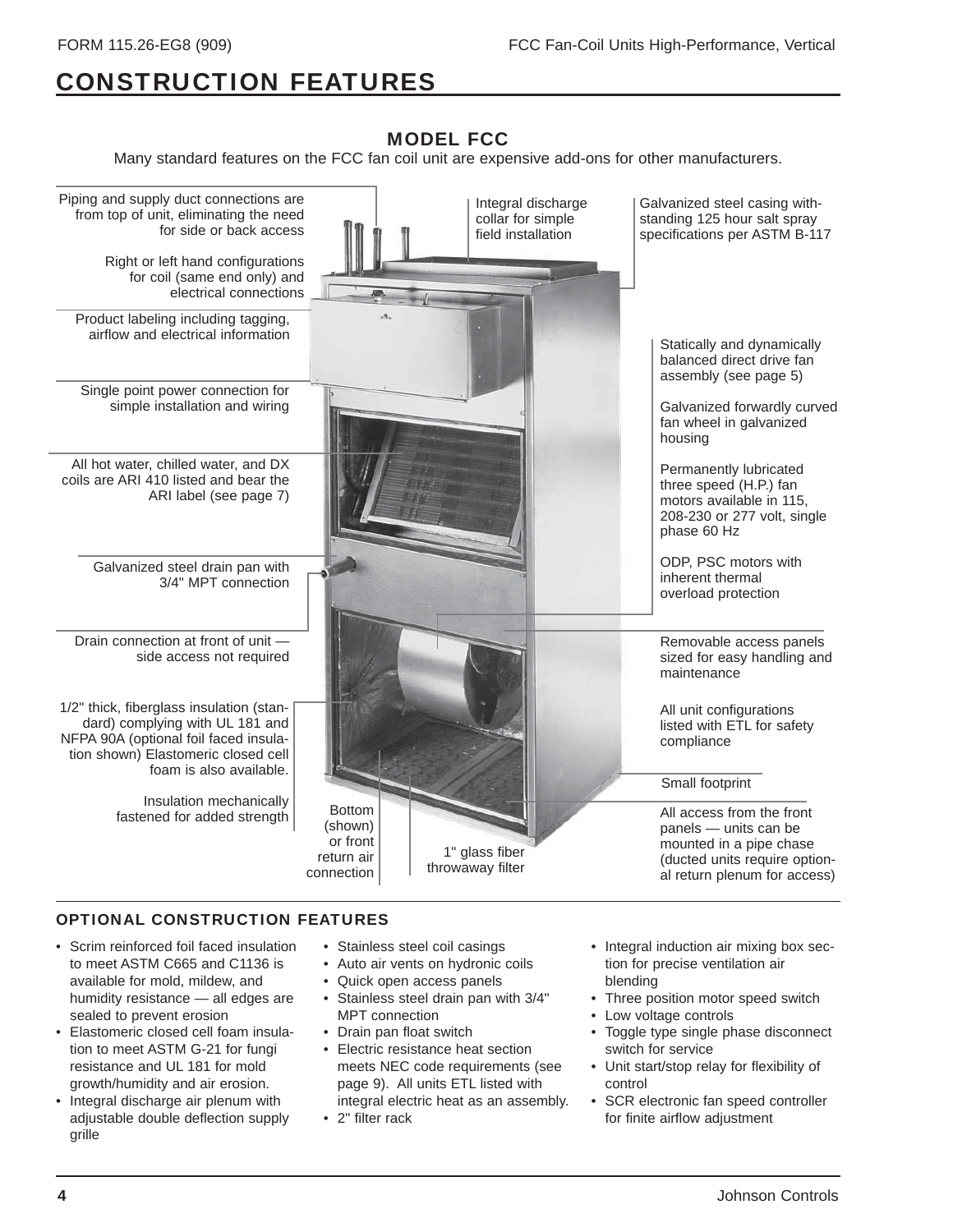# CONSTRUCTION FEATURES

## MODEL FCC

Many standard features on the FCC fan coil unit are expensive add-ons for other manufacturers.

Piping and supply duct connections are from top of unit, eliminating the need for side or back access

Right or left hand configurations for coil (same end only) and electrical connections

Product labeling including tagging, airflow and electrical information

Single point power connection for simple installation and wiring

All hot water, chilled water, and DX coils are ARI 410 listed and bear the ARI label (see page 7)

Galvanized steel drain pan with 3/4" MPT connection

Drain connection at front of unit — side access not required

1/2" thick, fiberglass insulation (standard) complying with UL 181 and NFPA 90A (optional foil faced insulation shown) Elastomeric closed cell foam is also available.

Insulation mechanically fastened for added strength

Bottom (shown) or front return air connection

1" glass fiber throwaway filter

Integral discharge collar for simple field installation

Galvanized steel casing withstanding 125 hour salt spray specifications per ASTM B-117

Statically and dynamically balanced direct drive fan assembly (see page 5)

Galvanized forwardly curved fan wheel in galvanized housing

Permanently lubricated three speed (H.P.) fan motors available in 115, 208-230 or 277 volt, single phase 60 Hz

ODP, PSC motors with inherent thermal overload protection

Removable access panels sized for easy handling and maintenance

All unit configurations listed with ETL for safety compliance

Small footprint

All access from the front panels — units can be mounted in a pipe chase (ducted units require optional return plenum for access)

### OPTIONAL CONSTRUCTION FEATURES

- Scrim reinforced foil faced insulation to meet ASTM C665 and C1136 is available for mold, mildew, and humidity resistance — all edges are sealed to prevent erosion
- Elastomeric closed cell foam insulation to meet ASTM G-21 for fungi resistance and UL 181 for mold growth/humidity and air erosion.
- Integral discharge air plenum with adjustable double deflection supply grille
- Stainless steel coil casings
- Auto air vents on hydronic coils
- Quick open access panels
- Stainless steel drain pan with 3/4" MPT connection
- Drain pan float switch
- Electric resistance heat section meets NEC code requirements (see page 9). All units ETL listed with integral electric heat as an assembly.
- 2" filter rack
- Integral induction air mixing box section for precise ventilation air blending
- Three position motor speed switch
- Low voltage controls
- Toggle type single phase disconnect switch for service
- Unit start/stop relay for flexibility of control
- SCR electronic fan speed controller for finite airflow adjustment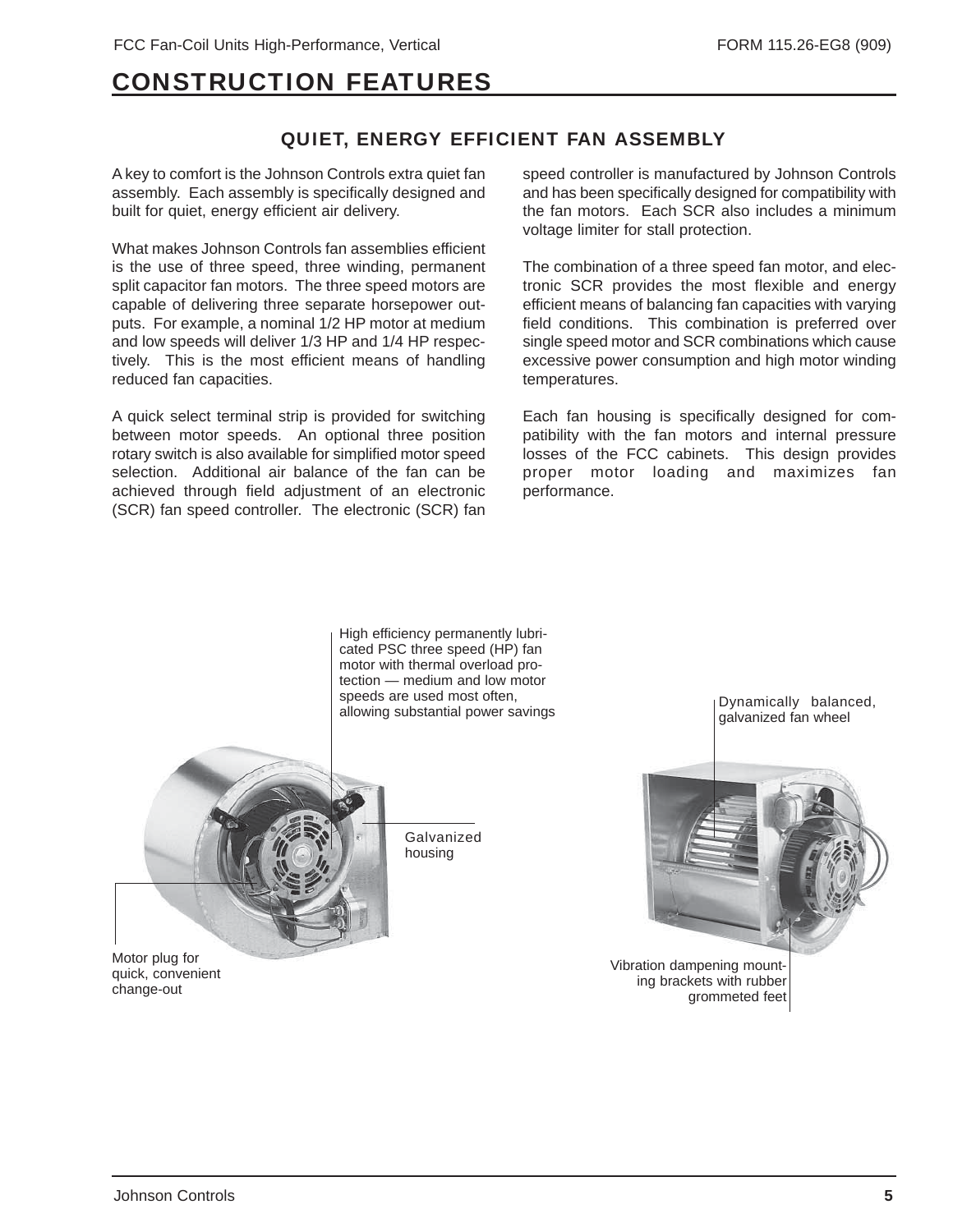# CONSTRUCTION FEATURES

## QUIET, ENERGY EFFICIENT FAN ASSEMBLY

A key to comfort is the Johnson Controls extra quiet fan assembly. Each assembly is specifically designed and built for quiet, energy efficient air delivery.

What makes Johnson Controls fan assemblies efficient is the use of three speed, three winding, permanent split capacitor fan motors. The three speed motors are capable of delivering three separate horsepower outputs. For example, a nominal 1/2 HP motor at medium and low speeds will deliver 1/3 HP and 1/4 HP respectively. This is the most efficient means of handling reduced fan capacities.

A quick select terminal strip is provided for switching between motor speeds. An optional three position rotary switch is also available for simplified motor speed selection. Additional air balance of the fan can be achieved through field adjustment of an electronic (SCR) fan speed controller. The electronic (SCR) fan speed controller is manufactured by Johnson Controls and has been specifically designed for compatibility with the fan motors. Each SCR also includes a minimum voltage limiter for stall protection.

The combination of a three speed fan motor, and electronic SCR provides the most flexible and energy efficient means of balancing fan capacities with varying field conditions. This combination is preferred over single speed motor and SCR combinations which cause excessive power consumption and high motor winding temperatures.

Each fan housing is specifically designed for compatibility with the fan motors and internal pressure losses of the FCC cabinets. This design provides proper motor loading and maximizes fan performance.

High efficiency permanently lubricated PSC three speed (HP) fan motor with thermal overload protection — medium and low motor speeds are used most often, allowing substantial power savings

Galvanized housing

Motor plug for quick, convenient change-out

Dynamically balanced, galvanized fan wheel

Vibration dampening mounting brackets with rubber grommeted feet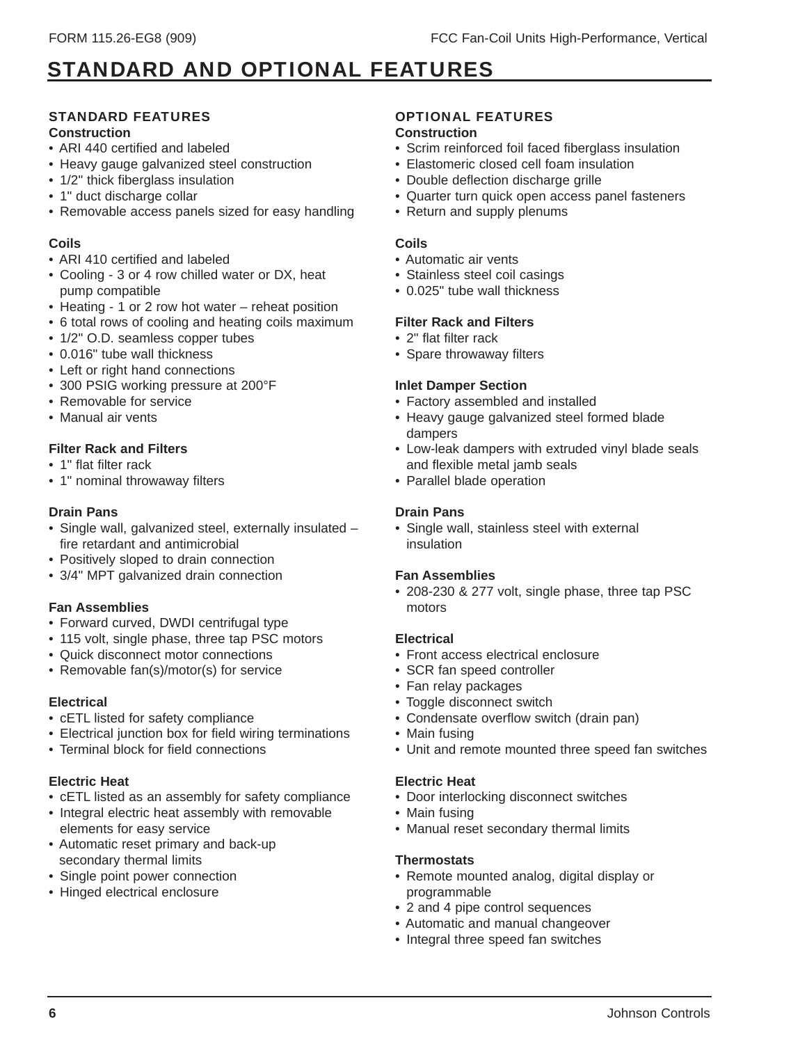# STANDARD AND OPTIONAL FEATURES

## STANDARD FEATURES

### Construction

- ARI 440 certified and labeled
- Heavy gauge galvanized steel construction
- 1/2" thick fiberglass insulation
- 1" duct discharge collar
- Removable access panels sized for easy handling

### Coils

- ARI 410 certified and labeled
- Cooling - 3 or 4 row chilled water or DX, heat pump compatible
- Heating - 1 or 2 row hot water – reheat position
- 6 total rows of cooling and heating coils maximum
- 1/2" O.D. seamless copper tubes
- 0.016" tube wall thickness
- Left or right hand connections
- 300 PSIG working pressure at 200°F
- Removable for service
- Manual air vents

### Filter Rack and Filters

- 1" flat filter rack
- 1" nominal throwaway filters

### Drain Pans

- Single wall, galvanized steel, externally insulated – fire retardant and antimicrobial
- Positively sloped to drain connection
- 3/4" MPT galvanized drain connection

### Fan Assemblies

- Forward curved, DWDI centrifugal type
- 115 volt, single phase, three tap PSC motors
- Quick disconnect motor connections
- Removable fan(s)/motor(s) for service

### Electrical

- cETL listed for safety compliance
- Electrical junction box for field wiring terminations
- Terminal block for field connections

### Electric Heat

- cETL listed as an assembly for safety compliance
- Integral electric heat assembly with removable elements for easy service
- Automatic reset primary and back-up secondary thermal limits
- Single point power connection
- Hinged electrical enclosure

## OPTIONAL FEATURES

### Construction

- Scrim reinforced foil faced fiberglass insulation
- Elastomeric closed cell foam insulation
- Double deflection discharge grille
- Quarter turn quick open access panel fasteners
- Return and supply plenums

### Coils

- Automatic air vents
- Stainless steel coil casings
- 0.025" tube wall thickness

### Filter Rack and Filters

- 2" flat filter rack
- Spare throwaway filters

### Inlet Damper Section

- Factory assembled and installed
- Heavy gauge galvanized steel formed blade dampers
- Low-leak dampers with extruded vinyl blade seals and flexible metal jamb seals
- Parallel blade operation

### Drain Pans

- Single wall, stainless steel with external insulation

### Fan Assemblies

- 208-230 & 277 volt, single phase, three tap PSC motors

### Electrical

- Front access electrical enclosure
- SCR fan speed controller
- Fan relay packages
- Toggle disconnect switch
- Condensate overflow switch (drain pan)
- Main fusing
- Unit and remote mounted three speed fan switches

### Electric Heat

- Door interlocking disconnect switches
- Main fusing
- Manual reset secondary thermal limits

### Thermostats

- Remote mounted analog, digital display or programmable
- 2 and 4 pipe control sequences
- Automatic and manual changeover
- Integral three speed fan switches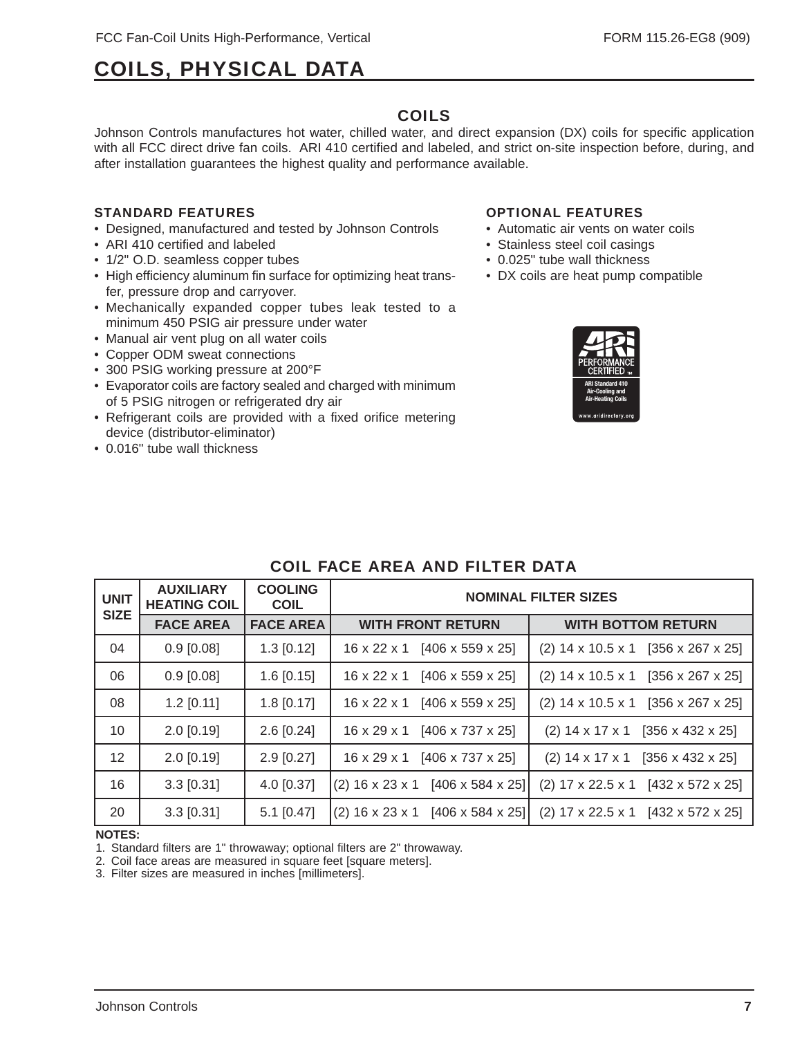# COILS, PHYSICAL DATA

## COILS

Johnson Controls manufactures hot water, chilled water, and direct expansion (DX) coils for specific application with all FCC direct drive fan coils. ARI 410 certified and labeled, and strict on-site inspection before, during, and after installation guarantees the highest quality and performance available.

### STANDARD FEATURES

- Designed, manufactured and tested by Johnson Controls
- ARI 410 certified and labeled
- 1/2" O.D. seamless copper tubes
- High efficiency aluminum fin surface for optimizing heat transfer, pressure drop and carryover.
- Mechanically expanded copper tubes leak tested to a minimum 450 PSIG air pressure under water
- Manual air vent plug on all water coils
- Copper ODM sweat connections
- 300 PSIG working pressure at 200°F
- Evaporator coils are factory sealed and charged with minimum of 5 PSIG nitrogen or refrigerated dry air
- Refrigerant coils are provided with a fixed orifice metering device (distributor-eliminator)
- 0.016" tube wall thickness

### OPTIONAL FEATURES

- Automatic air vents on water coils
- Stainless steel coil casings
- 0.025" tube wall thickness
- DX coils are heat pump compatible

ARI PERFORMANCE CERTIFIED™
ARI Standard 410
Air-Cooling and Air-Heating Coils
www.aridirectory.org

## COIL FACE AREA AND FILTER DATA

| UNIT SIZE | AUXILIARY HEATING COIL | COOLING COIL | NOMINAL FILTER SIZES | |
|---|---|---|---|---|
| | FACE AREA | FACE AREA | WITH FRONT RETURN | WITH BOTTOM RETURN |
| 04 | 0.9 [0.08] | 1.3 [0.12] | 16 x 22 x 1 [406 x 559 x 25] | (2) 14 x 10.5 x 1 [356 x 267 x 25] |
| 06 | 0.9 [0.08] | 1.6 [0.15] | 16 x 22 x 1 [406 x 559 x 25] | (2) 14 x 10.5 x 1 [356 x 267 x 25] |
| 08 | 1.2 [0.11] | 1.8 [0.17] | 16 x 22 x 1 [406 x 559 x 25] | (2) 14 x 10.5 x 1 [356 x 267 x 25] |
| 10 | 2.0 [0.19] | 2.6 [0.24] | 16 x 29 x 1 [406 x 737 x 25] | (2) 14 x 17 x 1 [356 x 432 x 25] |
| 12 | 2.0 [0.19] | 2.9 [0.27] | 16 x 29 x 1 [406 x 737 x 25] | (2) 14 x 17 x 1 [356 x 432 x 25] |
| 16 | 3.3 [0.31] | 4.0 [0.37] | (2) 16 x 23 x 1 [406 x 584 x 25] | (2) 17 x 22.5 x 1 [432 x 572 x 25] |
| 20 | 3.3 [0.31] | 5.1 [0.47] | (2) 16 x 23 x 1 [406 x 584 x 25] | (2) 17 x 22.5 x 1 [432 x 572 x 25] |

**NOTES:**

1. Standard filters are 1" throwaway; optional filters are 2" throwaway.
2. Coil face areas are measured in square feet [square meters].
3. Filter sizes are measured in inches [millimeters].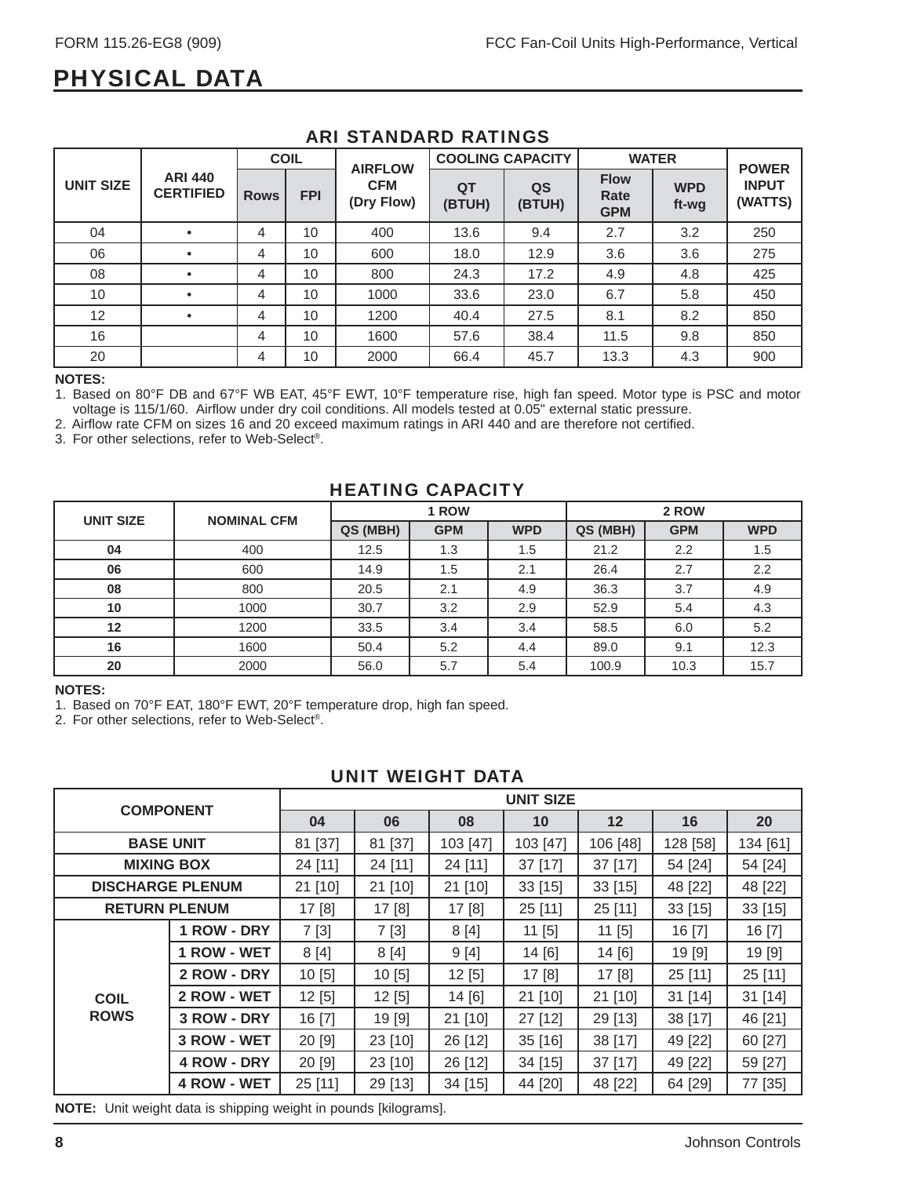# PHYSICAL DATA

## ARI STANDARD RATINGS

| UNIT SIZE | ARI 440 CERTIFIED | COIL | | AIRFLOW CFM (Dry Flow) | COOLING CAPACITY | | WATER | | POWER INPUT (WATTS) |
|---|---|---|---|---|---|---|---|---|---|
| | | Rows | FPI | | QT (BTUH) | QS (BTUH) | Flow Rate GPM | WPD ft-wg | |
| 04 | • | 4 | 10 | 400 | 13.6 | 9.4 | 2.7 | 3.2 | 250 |
| 06 | • | 4 | 10 | 600 | 18.0 | 12.9 | 3.6 | 3.6 | 275 |
| 08 | • | 4 | 10 | 800 | 24.3 | 17.2 | 4.9 | 4.8 | 425 |
| 10 | • | 4 | 10 | 1000 | 33.6 | 23.0 | 6.7 | 5.8 | 450 |
| 12 | • | 4 | 10 | 1200 | 40.4 | 27.5 | 8.1 | 8.2 | 850 |
| 16 | | 4 | 10 | 1600 | 57.6 | 38.4 | 11.5 | 9.8 | 850 |
| 20 | | 4 | 10 | 2000 | 66.4 | 45.7 | 13.3 | 4.3 | 900 |

**NOTES:**

1. Based on 80°F DB and 67°F WB EAT, 45°F EWT, 10°F temperature rise, high fan speed. Motor type is PSC and motor voltage is 115/1/60. Airflow under dry coil conditions. All models tested at 0.05" external static pressure.
2. Airflow rate CFM on sizes 16 and 20 exceed maximum ratings in ARI 440 and are therefore not certified.
3. For other selections, refer to Web-Select®.

## HEATING CAPACITY

| UNIT SIZE | NOMINAL CFM | 1 ROW | | | 2 ROW | | |
|---|---|---|---|---|---|---|---|
| | | QS (MBH) | GPM | WPD | QS (MBH) | GPM | WPD |
| **04** | 400 | 12.5 | 1.3 | 1.5 | 21.2 | 2.2 | 1.5 |
| **06** | 600 | 14.9 | 1.5 | 2.1 | 26.4 | 2.7 | 2.2 |
| **08** | 800 | 20.5 | 2.1 | 4.9 | 36.3 | 3.7 | 4.9 |
| **10** | 1000 | 30.7 | 3.2 | 2.9 | 52.9 | 5.4 | 4.3 |
| **12** | 1200 | 33.5 | 3.4 | 3.4 | 58.5 | 6.0 | 5.2 |
| **16** | 1600 | 50.4 | 5.2 | 4.4 | 89.0 | 9.1 | 12.3 |
| **20** | 2000 | 56.0 | 5.7 | 5.4 | 100.9 | 10.3 | 15.7 |

**NOTES:**

1. Based on 70°F EAT, 180°F EWT, 20°F temperature drop, high fan speed.
2. For other selections, refer to Web-Select®.

## UNIT WEIGHT DATA

| COMPONENT | | UNIT SIZE | | | | | | |
|---|---|---|---|---|---|---|---|---|
| | | 04 | 06 | 08 | 10 | 12 | 16 | 20 |
| **BASE UNIT** | | 81 [37] | 81 [37] | 103 [47] | 103 [47] | 106 [48] | 128 [58] | 134 [61] |
| **MIXING BOX** | | 24 [11] | 24 [11] | 24 [11] | 37 [17] | 37 [17] | 54 [24] | 54 [24] |
| **DISCHARGE PLENUM** | | 21 [10] | 21 [10] | 21 [10] | 33 [15] | 33 [15] | 48 [22] | 48 [22] |
| **RETURN PLENUM** | | 17 [8] | 17 [8] | 17 [8] | 25 [11] | 25 [11] | 33 [15] | 33 [15] |
| **COIL ROWS** | **1 ROW - DRY** | 7 [3] | 7 [3] | 8 [4] | 11 [5] | 11 [5] | 16 [7] | 16 [7] |
| | **1 ROW - WET** | 8 [4] | 8 [4] | 9 [4] | 14 [6] | 14 [6] | 19 [9] | 19 [9] |
| | **2 ROW - DRY** | 10 [5] | 10 [5] | 12 [5] | 17 [8] | 17 [8] | 25 [11] | 25 [11] |
| | **2 ROW - WET** | 12 [5] | 12 [5] | 14 [6] | 21 [10] | 21 [10] | 31 [14] | 31 [14] |
| | **3 ROW - DRY** | 16 [7] | 19 [9] | 21 [10] | 27 [12] | 29 [13] | 38 [17] | 46 [21] |
| | **3 ROW - WET** | 20 [9] | 23 [10] | 26 [12] | 35 [16] | 38 [17] | 49 [22] | 60 [27] |
| | **4 ROW - DRY** | 20 [9] | 23 [10] | 26 [12] | 34 [15] | 37 [17] | 49 [22] | 59 [27] |
| | **4 ROW - WET** | 25 [11] | 29 [13] | 34 [15] | 44 [20] | 48 [22] | 64 [29] | 77 [35] |

**NOTE:** Unit weight data is shipping weight in pounds [kilograms].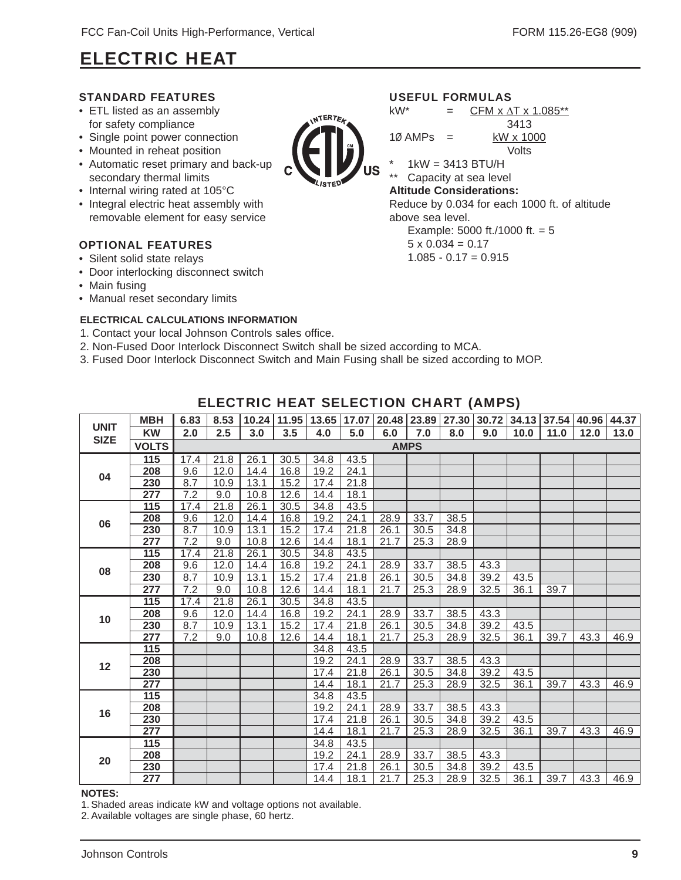# ELECTRIC HEAT

### STANDARD FEATURES

- ETL listed as an assembly for safety compliance
- Single point power connection
- Mounted in reheat position
- Automatic reset primary and back-up secondary thermal limits
- Internal wiring rated at 105°C
- Integral electric heat assembly with removable element for easy service

### OPTIONAL FEATURES

- Silent solid state relays
- Door interlocking disconnect switch
- Main fusing
- Manual reset secondary limits

### USEFUL FORMULAS

$$kW^{*} = \frac{CFM \times \Delta T \times 1.085^{**}}{3413}$$

$$1Ø\ AMPs = \frac{kW \times 1000}{Volts}$$

\* 1kW = 3413 BTU/H

\*\* Capacity at sea level

**Altitude Considerations:**

Reduce by 0.034 for each 1000 ft. of altitude above sea level.

Example: 5000 ft./1000 ft. = 5
5 x 0.034 = 0.17
1.085 - 0.17 = 0.915

#### ELECTRICAL CALCULATIONS INFORMATION

1. Contact your local Johnson Controls sales office.
2. Non-Fused Door Interlock Disconnect Switch shall be sized according to MCA.
3. Fused Door Interlock Disconnect Switch and Main Fusing shall be sized according to MOP.

## ELECTRIC HEAT SELECTION CHART (AMPS)

| UNIT SIZE | MBH | 6.83 | 8.53 | 10.24 | 11.95 | 13.65 | 17.07 | 20.48 | 23.89 | 27.30 | 30.72 | 34.13 | 37.54 | 40.96 | 44.37 |
|---|---|---|---|---|---|---|---|---|---|---|---|---|---|---|---|
| | KW | 2.0 | 2.5 | 3.0 | 3.5 | 4.0 | 5.0 | 6.0 | 7.0 | 8.0 | 9.0 | 10.0 | 11.0 | 12.0 | 13.0 |
| | VOLTS | AMPS | | | | | | | | | | | | | |
| 04 | 115 | 17.4 | 21.8 | 26.1 | 30.5 | 34.8 | 43.5 | | | | | | | | |
| | 208 | 9.6 | 12.0 | 14.4 | 16.8 | 19.2 | 24.1 | | | | | | | | |
| | 230 | 8.7 | 10.9 | 13.1 | 15.2 | 17.4 | 21.8 | | | | | | | | |
| | 277 | 7.2 | 9.0 | 10.8 | 12.6 | 14.4 | 18.1 | | | | | | | | |
| 06 | 115 | 17.4 | 21.8 | 26.1 | 30.5 | 34.8 | 43.5 | | | | | | | | |
| | 208 | 9.6 | 12.0 | 14.4 | 16.8 | 19.2 | 24.1 | 28.9 | 33.7 | 38.5 | | | | | |
| | 230 | 8.7 | 10.9 | 13.1 | 15.2 | 17.4 | 21.8 | 26.1 | 30.5 | 34.8 | | | | | |
| | 277 | 7.2 | 9.0 | 10.8 | 12.6 | 14.4 | 18.1 | 21.7 | 25.3 | 28.9 | | | | | |
| 08 | 115 | 17.4 | 21.8 | 26.1 | 30.5 | 34.8 | 43.5 | | | | | | | | |
| | 208 | 9.6 | 12.0 | 14.4 | 16.8 | 19.2 | 24.1 | 28.9 | 33.7 | 38.5 | 43.3 | | | | |
| | 230 | 8.7 | 10.9 | 13.1 | 15.2 | 17.4 | 21.8 | 26.1 | 30.5 | 34.8 | 39.2 | 43.5 | | | |
| | 277 | 7.2 | 9.0 | 10.8 | 12.6 | 14.4 | 18.1 | 21.7 | 25.3 | 28.9 | 32.5 | 36.1 | 39.7 | | |
| 10 | 115 | 17.4 | 21.8 | 26.1 | 30.5 | 34.8 | 43.5 | | | | | | | | |
| | 208 | 9.6 | 12.0 | 14.4 | 16.8 | 19.2 | 24.1 | 28.9 | 33.7 | 38.5 | 43.3 | | | | |
| | 230 | 8.7 | 10.9 | 13.1 | 15.2 | 17.4 | 21.8 | 26.1 | 30.5 | 34.8 | 39.2 | 43.5 | | | |
| | 277 | 7.2 | 9.0 | 10.8 | 12.6 | 14.4 | 18.1 | 21.7 | 25.3 | 28.9 | 32.5 | 36.1 | 39.7 | 43.3 | 46.9 |
| 12 | 115 | | | | | 34.8 | 43.5 | | | | | | | | |
| | 208 | | | | | 19.2 | 24.1 | 28.9 | 33.7 | 38.5 | 43.3 | | | | |
| | 230 | | | | | 17.4 | 21.8 | 26.1 | 30.5 | 34.8 | 39.2 | 43.5 | | | |
| | 277 | | | | | 14.4 | 18.1 | 21.7 | 25.3 | 28.9 | 32.5 | 36.1 | 39.7 | 43.3 | 46.9 |
| 16 | 115 | | | | | 34.8 | 43.5 | | | | | | | | |
| | 208 | | | | | 19.2 | 24.1 | 28.9 | 33.7 | 38.5 | 43.3 | | | | |
| | 230 | | | | | 17.4 | 21.8 | 26.1 | 30.5 | 34.8 | 39.2 | 43.5 | | | |
| | 277 | | | | | 14.4 | 18.1 | 21.7 | 25.3 | 28.9 | 32.5 | 36.1 | 39.7 | 43.3 | 46.9 |
| 20 | 115 | | | | | 34.8 | 43.5 | | | | | | | | |
| | 208 | | | | | 19.2 | 24.1 | 28.9 | 33.7 | 38.5 | 43.3 | | | | |
| | 230 | | | | | 17.4 | 21.8 | 26.1 | 30.5 | 34.8 | 39.2 | 43.5 | | | |
| | 277 | | | | | 14.4 | 18.1 | 21.7 | 25.3 | 28.9 | 32.5 | 36.1 | 39.7 | 43.3 | 46.9 |

**NOTES:**

1. Shaded areas indicate kW and voltage options not available.
2. Available voltages are single phase, 60 hertz.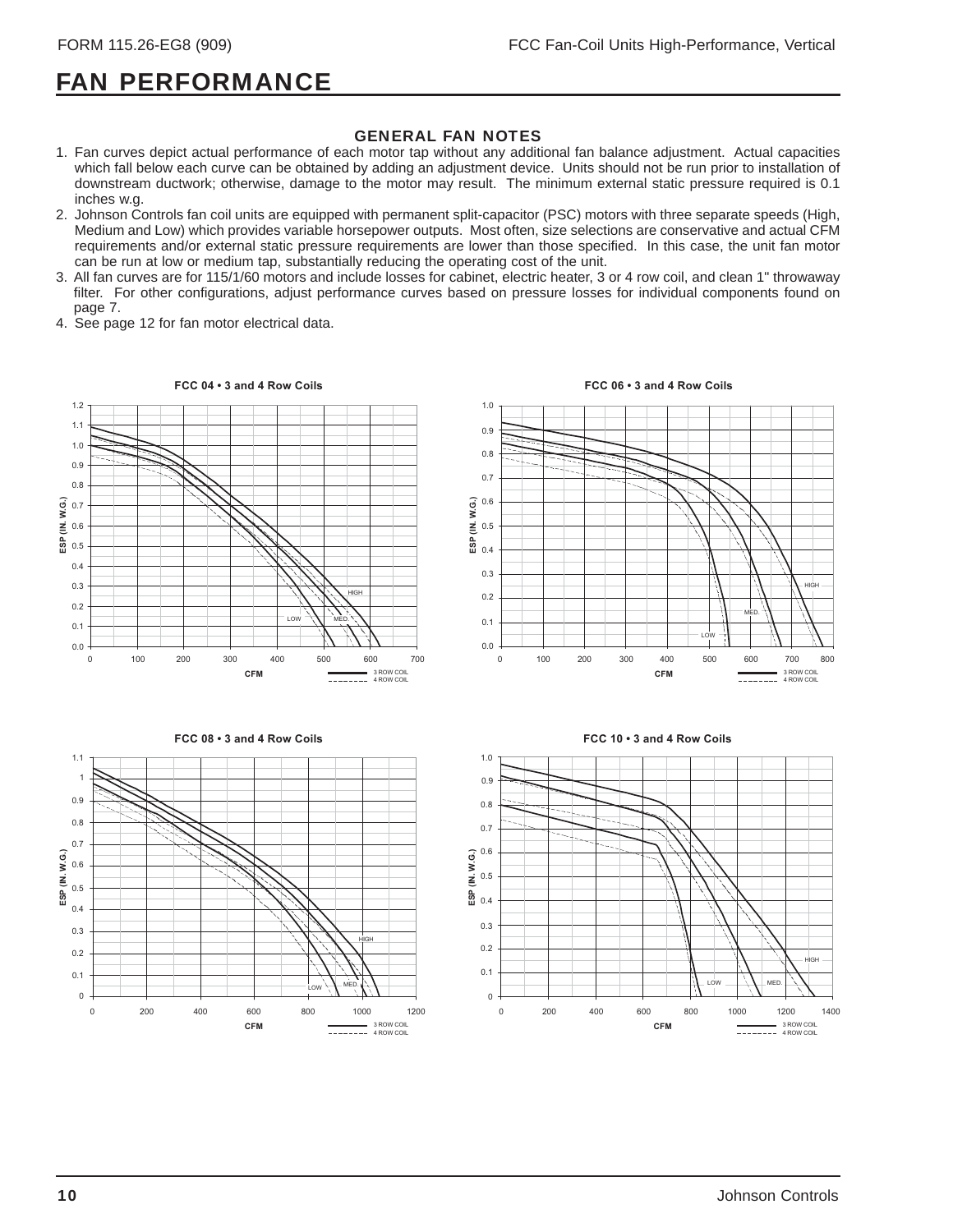# FAN PERFORMANCE

### GENERAL FAN NOTES

1. Fan curves depict actual performance of each motor tap without any additional fan balance adjustment. Actual capacities which fall below each curve can be obtained by adding an adjustment device. Units should not be run prior to installation of downstream ductwork; otherwise, damage to the motor may result. The minimum external static pressure required is 0.1 inches w.g.
2. Johnson Controls fan coil units are equipped with permanent split-capacitor (PSC) motors with three separate speeds (High, Medium and Low) which provides variable horsepower outputs. Most often, size selections are conservative and actual CFM requirements and/or external static pressure requirements are lower than those specified. In this case, the unit fan motor can be run at low or medium tap, substantially reducing the operating cost of the unit.
3. All fan curves are for 115/1/60 motors and include losses for cabinet, electric heater, 3 or 4 row coil, and clean 1" throwaway filter. For other configurations, adjust performance curves based on pressure losses for individual components found on page 7.
4. See page 12 for fan motor electrical data.

**FCC 04 • 3 and 4 Row Coils**

**FCC 06 • 3 and 4 Row Coils**

**FCC 08 • 3 and 4 Row Coils**

**FCC 10 • 3 and 4 Row Coils**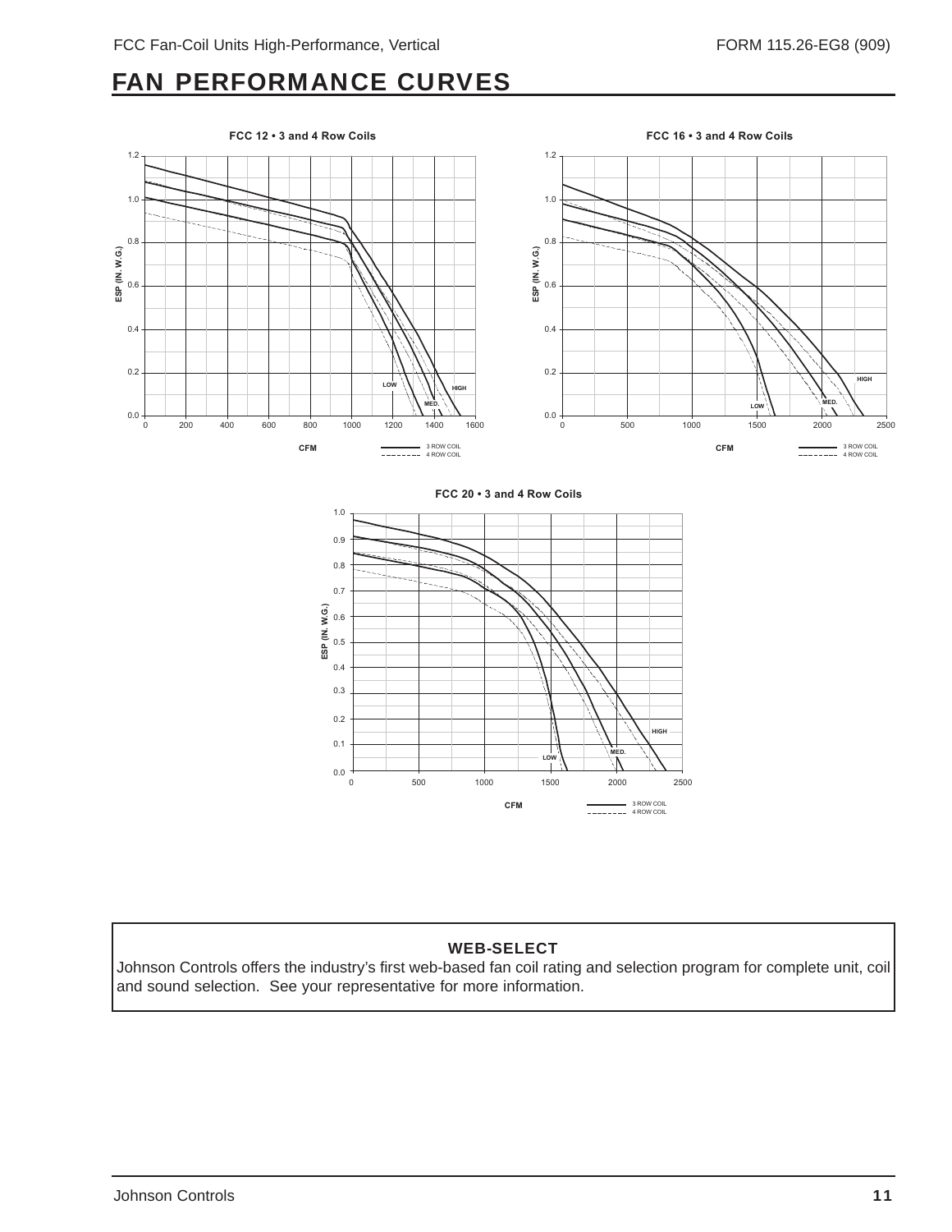# FAN PERFORMANCE CURVES

**FCC 12 • 3 and 4 Row Coils**

**FCC 16 • 3 and 4 Row Coils**

**FCC 20 • 3 and 4 Row Coils**

**WEB-SELECT**

Johnson Controls offers the industry's first web-based fan coil rating and selection program for complete unit, coil and sound selection. See your representative for more information.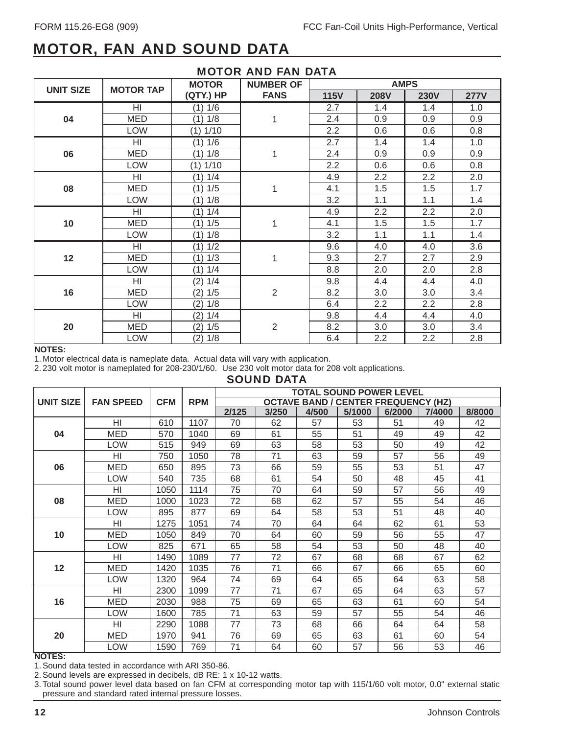# MOTOR, FAN AND SOUND DATA

## MOTOR AND FAN DATA

| UNIT SIZE | MOTOR TAP | MOTOR (QTY.) HP | NUMBER OF FANS | AMPS | | | |
|---|---|---|---|---|---|---|---|
| | | | | 115V | 208V | 230V | 277V |
| 04 | HI | (1) 1/6 | 1 | 2.7 | 1.4 | 1.4 | 1.0 |
| | MED | (1) 1/8 | | 2.4 | 0.9 | 0.9 | 0.9 |
| | LOW | (1) 1/10 | | 2.2 | 0.6 | 0.6 | 0.8 |
| 06 | HI | (1) 1/6 | 1 | 2.7 | 1.4 | 1.4 | 1.0 |
| | MED | (1) 1/8 | | 2.4 | 0.9 | 0.9 | 0.9 |
| | LOW | (1) 1/10 | | 2.2 | 0.6 | 0.6 | 0.8 |
| 08 | HI | (1) 1/4 | 1 | 4.9 | 2.2 | 2.2 | 2.0 |
| | MED | (1) 1/5 | | 4.1 | 1.5 | 1.5 | 1.7 |
| | LOW | (1) 1/8 | | 3.2 | 1.1 | 1.1 | 1.4 |
| 10 | HI | (1) 1/4 | 1 | 4.9 | 2.2 | 2.2 | 2.0 |
| | MED | (1) 1/5 | | 4.1 | 1.5 | 1.5 | 1.7 |
| | LOW | (1) 1/8 | | 3.2 | 1.1 | 1.1 | 1.4 |
| 12 | HI | (1) 1/2 | 1 | 9.6 | 4.0 | 4.0 | 3.6 |
| | MED | (1) 1/3 | | 9.3 | 2.7 | 2.7 | 2.9 |
| | LOW | (1) 1/4 | | 8.8 | 2.0 | 2.0 | 2.8 |
| 16 | HI | (2) 1/4 | 2 | 9.8 | 4.4 | 4.4 | 4.0 |
| | MED | (2) 1/5 | | 8.2 | 3.0 | 3.0 | 3.4 |
| | LOW | (2) 1/8 | | 6.4 | 2.2 | 2.2 | 2.8 |
| 20 | HI | (2) 1/4 | 2 | 9.8 | 4.4 | 4.4 | 4.0 |
| | MED | (2) 1/5 | | 8.2 | 3.0 | 3.0 | 3.4 |
| | LOW | (2) 1/8 | | 6.4 | 2.2 | 2.2 | 2.8 |

**NOTES:**

1. Motor electrical data is nameplate data. Actual data will vary with application.
2. 230 volt motor is nameplated for 208-230/1/60. Use 230 volt motor data for 208 volt applications.

## SOUND DATA

| UNIT SIZE | FAN SPEED | CFM | RPM | TOTAL SOUND POWER LEVEL OCTAVE BAND / CENTER FREQUENCY (HZ) | | | | | | |
|---|---|---|---|---|---|---|---|---|---|---|
| | | | | 2/125 | 3/250 | 4/500 | 5/1000 | 6/2000 | 7/4000 | 8/8000 |
| 04 | HI | 610 | 1107 | 70 | 62 | 57 | 53 | 51 | 49 | 42 |
| | MED | 570 | 1040 | 69 | 61 | 55 | 51 | 49 | 49 | 42 |
| | LOW | 515 | 949 | 69 | 63 | 58 | 53 | 50 | 49 | 42 |
| 06 | HI | 750 | 1050 | 78 | 71 | 63 | 59 | 57 | 56 | 49 |
| | MED | 650 | 895 | 73 | 66 | 59 | 55 | 53 | 51 | 47 |
| | LOW | 540 | 735 | 68 | 61 | 54 | 50 | 48 | 45 | 41 |
| 08 | HI | 1050 | 1114 | 75 | 70 | 64 | 59 | 57 | 56 | 49 |
| | MED | 1000 | 1023 | 72 | 68 | 62 | 57 | 55 | 54 | 46 |
| | LOW | 895 | 877 | 69 | 64 | 58 | 53 | 51 | 48 | 40 |
| 10 | HI | 1275 | 1051 | 74 | 70 | 64 | 64 | 62 | 61 | 53 |
| | MED | 1050 | 849 | 70 | 64 | 60 | 59 | 56 | 55 | 47 |
| | LOW | 825 | 671 | 65 | 58 | 54 | 53 | 50 | 48 | 40 |
| 12 | HI | 1490 | 1089 | 77 | 72 | 67 | 68 | 68 | 67 | 62 |
| | MED | 1420 | 1035 | 76 | 71 | 66 | 67 | 66 | 65 | 60 |
| | LOW | 1320 | 964 | 74 | 69 | 64 | 65 | 64 | 63 | 58 |
| 16 | HI | 2300 | 1099 | 77 | 71 | 67 | 65 | 64 | 63 | 57 |
| | MED | 2030 | 988 | 75 | 69 | 65 | 63 | 61 | 60 | 54 |
| | LOW | 1600 | 785 | 71 | 63 | 59 | 57 | 55 | 54 | 46 |
| 20 | HI | 2290 | 1088 | 77 | 73 | 68 | 66 | 64 | 64 | 58 |
| | MED | 1970 | 941 | 76 | 69 | 65 | 63 | 61 | 60 | 54 |
| | LOW | 1590 | 769 | 71 | 64 | 60 | 57 | 56 | 53 | 46 |

**NOTES:**

1. Sound data tested in accordance with ARI 350-86.
2. Sound levels are expressed in decibels, dB RE: 1 x 10-12 watts.
3. Total sound power level data based on fan CFM at corresponding motor tap with 115/1/60 volt motor, 0.0" external static pressure and standard rated internal pressure losses.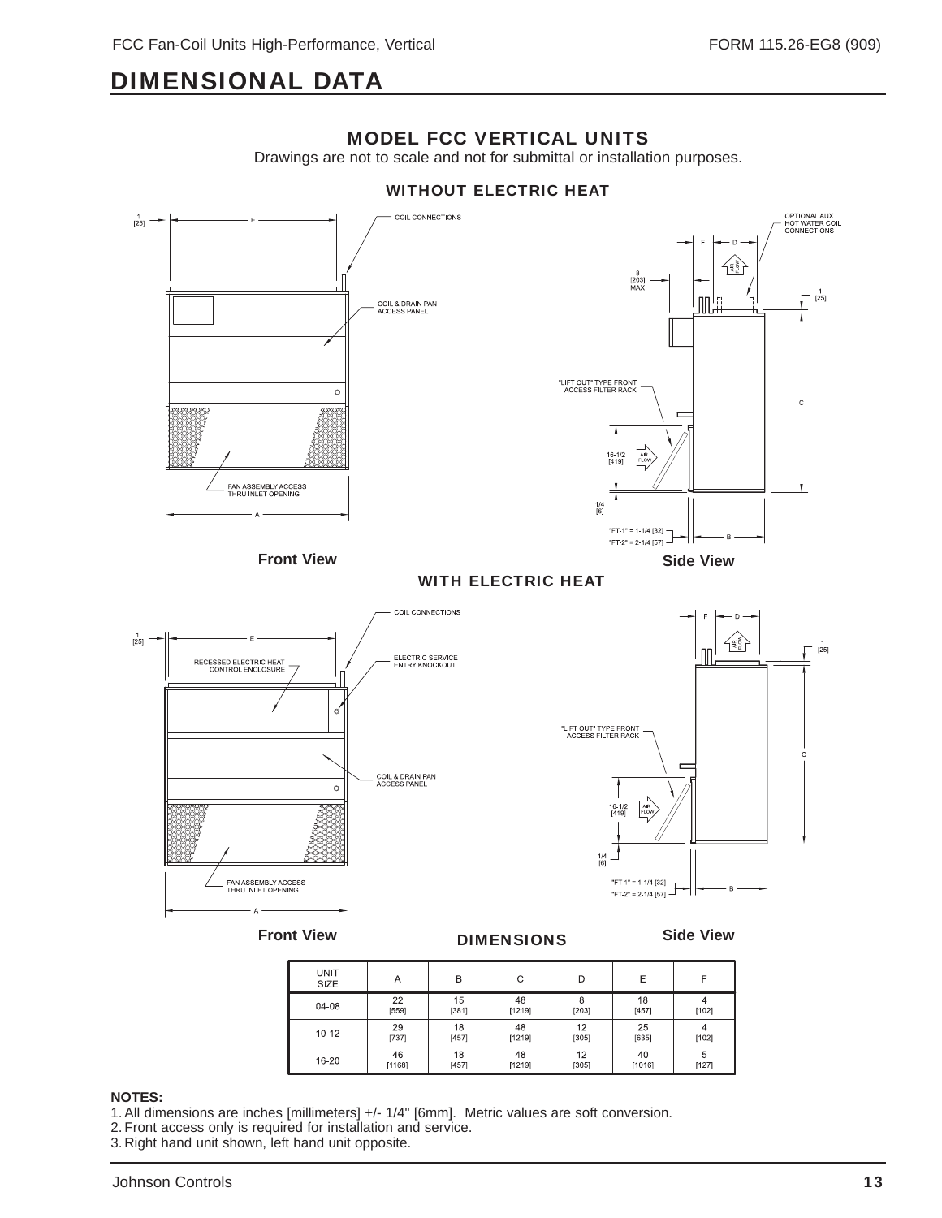## DIMENSIONAL DATA

### MODEL FCC VERTICAL UNITS

Drawings are not to scale and not for submittal or installation purposes.

#### WITHOUT ELECTRIC HEAT

COIL CONNECTIONS

COIL & DRAIN PAN ACCESS PANEL

FAN ASSEMBLY ACCESS THRU INLET OPENING

OPTIONAL AUX. HOT WATER COIL CONNECTIONS

8 [203] MAX

"LIFT OUT" TYPE FRONT ACCESS FILTER RACK

16-1/2 [419]

1/4 [6]

"FT-1" = 1-1/4 [32]

"FT-2" = 2-1/4 [57]

**Front View** **Side View**

#### WITH ELECTRIC HEAT

COIL CONNECTIONS

RECESSED ELECTRIC HEAT CONTROL ENCLOSURE

ELECTRIC SERVICE ENTRY KNOCKOUT

COIL & DRAIN PAN ACCESS PANEL

FAN ASSEMBLY ACCESS THRU INLET OPENING

"LIFT OUT" TYPE FRONT ACCESS FILTER RACK

16-1/2 [419]

1/4 [6]

"FT-1" = 1-1/4 [32]

"FT-2" = 2-1/4 [57]

**Front View** **Side View**

#### DIMENSIONS

| UNIT SIZE | A | B | C | D | E | F |
|---|---|---|---|---|---|---|
| 04-08 | 22 [559] | 15 [381] | 48 [1219] | 8 [203] | 18 [457] | 4 [102] |
| 10-12 | 29 [737] | 18 [457] | 48 [1219] | 12 [305] | 25 [635] | 4 [102] |
| 16-20 | 46 [1168] | 18 [457] | 48 [1219] | 12 [305] | 40 [1016] | 5 [127] |

**NOTES:**

1. All dimensions are inches [millimeters] +/- 1/4" [6mm]. Metric values are soft conversion.
2. Front access only is required for installation and service.
3. Right hand unit shown, left hand unit opposite.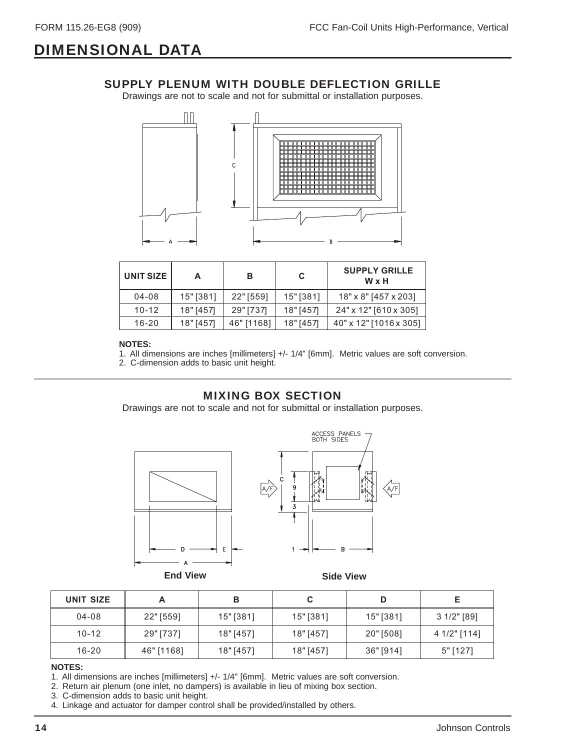# DIMENSIONAL DATA

## SUPPLY PLENUM WITH DOUBLE DEFLECTION GRILLE

Drawings are not to scale and not for submittal or installation purposes.

| UNIT SIZE | A | B | C | SUPPLY GRILLE W x H |
|---|---|---|---|---|
| 04-08 | 15" [381] | 22" [559] | 15" [381] | 18" x 8" [457 x 203] |
| 10-12 | 18" [457] | 29" [737] | 18" [457] | 24" x 12" [610 x 305] |
| 16-20 | 18" [457] | 46" [1168] | 18" [457] | 40" x 12" [1016 x 305] |

**NOTES:**

1. All dimensions are inches [millimeters] +/- 1/4" [6mm]. Metric values are soft conversion.
2. C-dimension adds to basic unit height.

## MIXING BOX SECTION

Drawings are not to scale and not for submittal or installation purposes.

End View

Side View

| UNIT SIZE | A | B | C | D | E |
|---|---|---|---|---|---|
| 04-08 | 22" [559] | 15" [381] | 15" [381] | 15" [381] | 3 1/2" [89] |
| 10-12 | 29" [737] | 18" [457] | 18" [457] | 20" [508] | 4 1/2" [114] |
| 16-20 | 46" [1168] | 18" [457] | 18" [457] | 36" [914] | 5" [127] |

**NOTES:**

1. All dimensions are inches [millimeters] +/- 1/4" [6mm]. Metric values are soft conversion.
2. Return air plenum (one inlet, no dampers) is available in lieu of mixing box section.
3. C-dimension adds to basic unit height.
4. Linkage and actuator for damper control shall be provided/installed by others.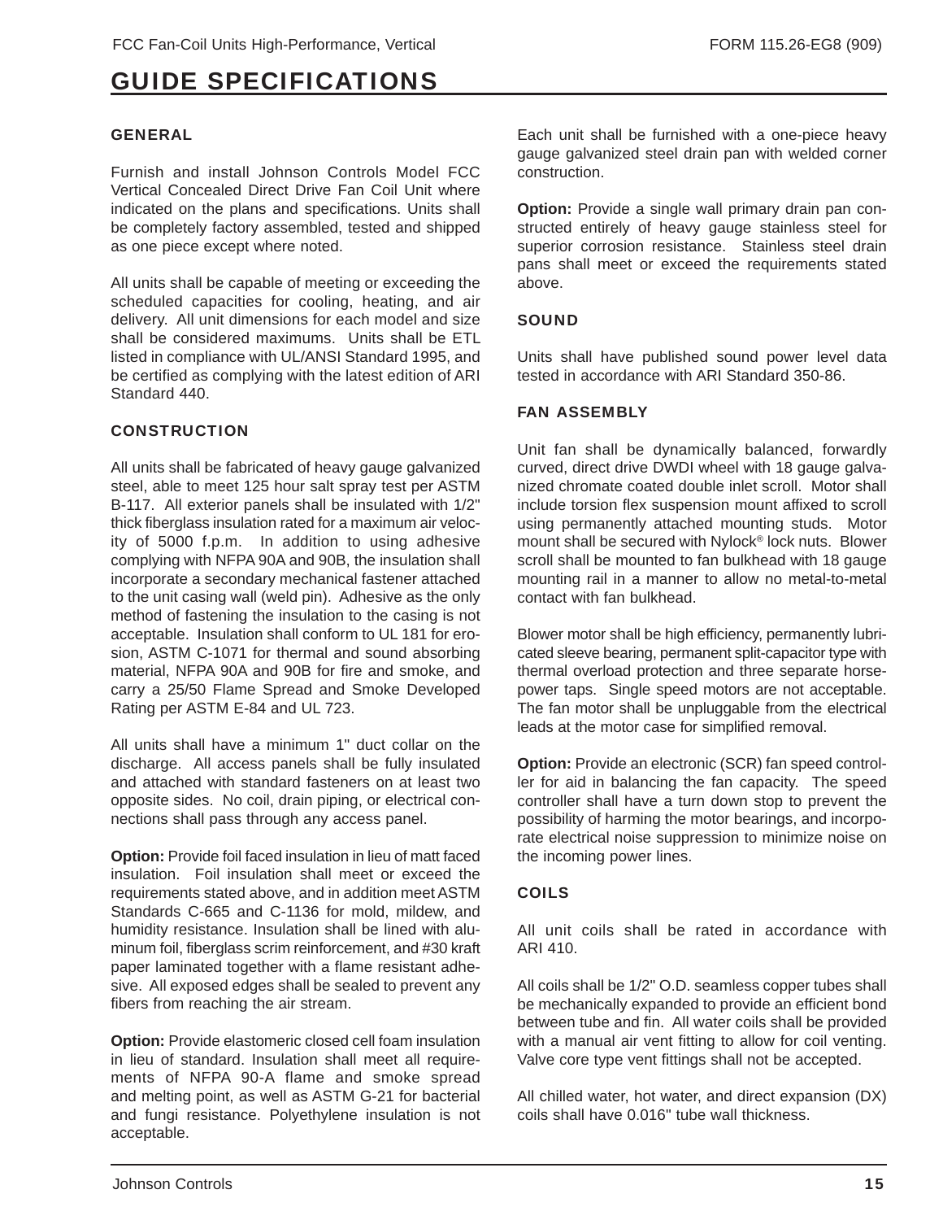# GUIDE SPECIFICATIONS

## GENERAL

Furnish and install Johnson Controls Model FCC Vertical Concealed Direct Drive Fan Coil Unit where indicated on the plans and specifications. Units shall be completely factory assembled, tested and shipped as one piece except where noted.

All units shall be capable of meeting or exceeding the scheduled capacities for cooling, heating, and air delivery. All unit dimensions for each model and size shall be considered maximums. Units shall be ETL listed in compliance with UL/ANSI Standard 1995, and be certified as complying with the latest edition of ARI Standard 440.

## CONSTRUCTION

All units shall be fabricated of heavy gauge galvanized steel, able to meet 125 hour salt spray test per ASTM B-117. All exterior panels shall be insulated with 1/2" thick fiberglass insulation rated for a maximum air velocity of 5000 f.p.m. In addition to using adhesive complying with NFPA 90A and 90B, the insulation shall incorporate a secondary mechanical fastener attached to the unit casing wall (weld pin). Adhesive as the only method of fastening the insulation to the casing is not acceptable. Insulation shall conform to UL 181 for erosion, ASTM C-1071 for thermal and sound absorbing material, NFPA 90A and 90B for fire and smoke, and carry a 25/50 Flame Spread and Smoke Developed Rating per ASTM E-84 and UL 723.

All units shall have a minimum 1" duct collar on the discharge. All access panels shall be fully insulated and attached with standard fasteners on at least two opposite sides. No coil, drain piping, or electrical connections shall pass through any access panel.

**Option:** Provide foil faced insulation in lieu of matt faced insulation. Foil insulation shall meet or exceed the requirements stated above, and in addition meet ASTM Standards C-665 and C-1136 for mold, mildew, and humidity resistance. Insulation shall be lined with aluminum foil, fiberglass scrim reinforcement, and #30 kraft paper laminated together with a flame resistant adhesive. All exposed edges shall be sealed to prevent any fibers from reaching the air stream.

**Option:** Provide elastomeric closed cell foam insulation in lieu of standard. Insulation shall meet all requirements of NFPA 90-A flame and smoke spread and melting point, as well as ASTM G-21 for bacterial and fungi resistance. Polyethylene insulation is not acceptable.

Each unit shall be furnished with a one-piece heavy gauge galvanized steel drain pan with welded corner construction.

**Option:** Provide a single wall primary drain pan constructed entirely of heavy gauge stainless steel for superior corrosion resistance. Stainless steel drain pans shall meet or exceed the requirements stated above.

## SOUND

Units shall have published sound power level data tested in accordance with ARI Standard 350-86.

## FAN ASSEMBLY

Unit fan shall be dynamically balanced, forwardly curved, direct drive DWDI wheel with 18 gauge galvanized chromate coated double inlet scroll. Motor shall include torsion flex suspension mount affixed to scroll using permanently attached mounting studs. Motor mount shall be secured with Nylock® lock nuts. Blower scroll shall be mounted to fan bulkhead with 18 gauge mounting rail in a manner to allow no metal-to-metal contact with fan bulkhead.

Blower motor shall be high efficiency, permanently lubricated sleeve bearing, permanent split-capacitor type with thermal overload protection and three separate horsepower taps. Single speed motors are not acceptable. The fan motor shall be unpluggable from the electrical leads at the motor case for simplified removal.

**Option:** Provide an electronic (SCR) fan speed controller for aid in balancing the fan capacity. The speed controller shall have a turn down stop to prevent the possibility of harming the motor bearings, and incorporate electrical noise suppression to minimize noise on the incoming power lines.

## COILS

All unit coils shall be rated in accordance with ARI 410.

All coils shall be 1/2" O.D. seamless copper tubes shall be mechanically expanded to provide an efficient bond between tube and fin. All water coils shall be provided with a manual air vent fitting to allow for coil venting. Valve core type vent fittings shall not be accepted.

All chilled water, hot water, and direct expansion (DX) coils shall have 0.016" tube wall thickness.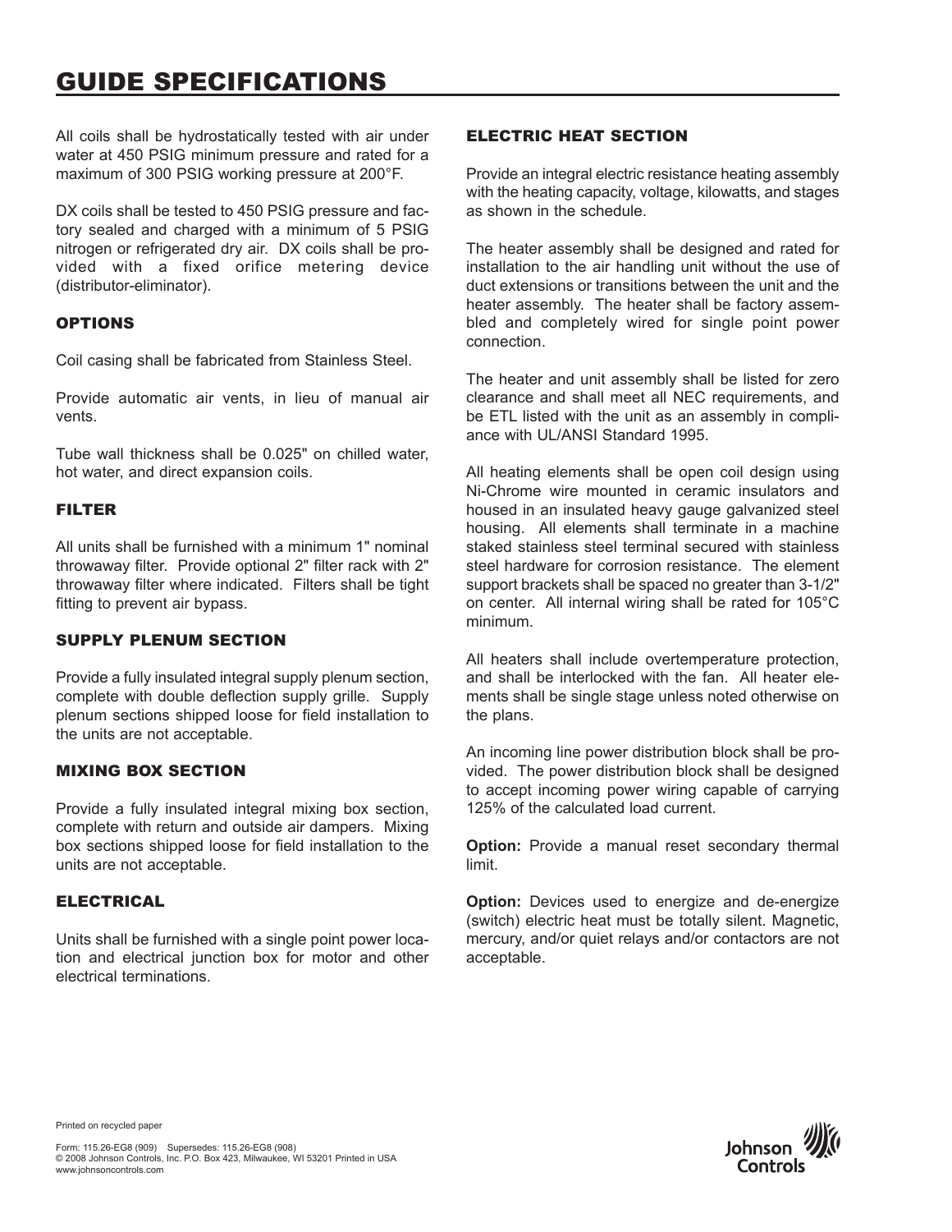# GUIDE SPECIFICATIONS

All coils shall be hydrostatically tested with air under water at 450 PSIG minimum pressure and rated for a maximum of 300 PSIG working pressure at 200°F.

DX coils shall be tested to 450 PSIG pressure and factory sealed and charged with a minimum of 5 PSIG nitrogen or refrigerated dry air. DX coils shall be provided with a fixed orifice metering device (distributor-eliminator).

### OPTIONS

Coil casing shall be fabricated from Stainless Steel.

Provide automatic air vents, in lieu of manual air vents.

Tube wall thickness shall be 0.025" on chilled water, hot water, and direct expansion coils.

### FILTER

All units shall be furnished with a minimum 1" nominal throwaway filter. Provide optional 2" filter rack with 2" throwaway filter where indicated. Filters shall be tight fitting to prevent air bypass.

### SUPPLY PLENUM SECTION

Provide a fully insulated integral supply plenum section, complete with double deflection supply grille. Supply plenum sections shipped loose for field installation to the units are not acceptable.

### MIXING BOX SECTION

Provide a fully insulated integral mixing box section, complete with return and outside air dampers. Mixing box sections shipped loose for field installation to the units are not acceptable.

### ELECTRICAL

Units shall be furnished with a single point power location and electrical junction box for motor and other electrical terminations.

### ELECTRIC HEAT SECTION

Provide an integral electric resistance heating assembly with the heating capacity, voltage, kilowatts, and stages as shown in the schedule.

The heater assembly shall be designed and rated for installation to the air handling unit without the use of duct extensions or transitions between the unit and the heater assembly. The heater shall be factory assembled and completely wired for single point power connection.

The heater and unit assembly shall be listed for zero clearance and shall meet all NEC requirements, and be ETL listed with the unit as an assembly in compliance with UL/ANSI Standard 1995.

All heating elements shall be open coil design using Ni-Chrome wire mounted in ceramic insulators and housed in an insulated heavy gauge galvanized steel housing. All elements shall terminate in a machine staked stainless steel terminal secured with stainless steel hardware for corrosion resistance. The element support brackets shall be spaced no greater than 3-1/2" on center. All internal wiring shall be rated for 105°C minimum.

All heaters shall include overtemperature protection, and shall be interlocked with the fan. All heater elements shall be single stage unless noted otherwise on the plans.

An incoming line power distribution block shall be provided. The power distribution block shall be designed to accept incoming power wiring capable of carrying 125% of the calculated load current.

**Option:** Provide a manual reset secondary thermal limit.

**Option:** Devices used to energize and de-energize (switch) electric heat must be totally silent. Magnetic, mercury, and/or quiet relays and/or contactors are not acceptable.

Printed on recycled paper

Form: 115.26-EG8 (909) Supersedes: 115.26-EG8 (908)
© 2008 Johnson Controls, Inc. P.O. Box 423, Milwaukee, WI 53201 Printed in USA
www.johnsoncontrols.com

Johnson Controls